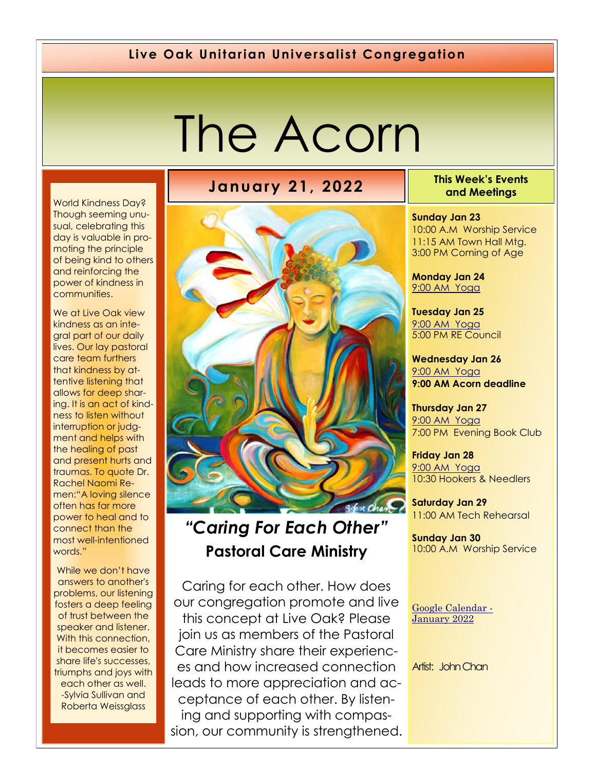Live Oak Unitarian Universalist Congregation

# The Acorn

## January 21, 2022

World Kindness Day? Though seeming unusual, celebrating this day is valuable in promoting the principle of being kind to others and reinforcing the power of kindness in communities.

We at Live Oak view kindness as an integral part of our daily lives. Our lay pastoral care team furthers that kindness by attentive listening that allows for deep sharing. It is an act of kindness to listen without interruption or judgment and helps with the healing of past and present hurts and traumas. To quote Dr. Rachel Naomi Remen:"A loving silence often has far more power to heal and to connect than the most well-intentioned words."

While we don't have answers to another's problems, our listening fosters a deep feeling of trust between the speaker and listener. With this connection, it becomes easier to share life's successes, triumphs and joys with each other as well.
-Sylvia Sullivan and Roberta Weissglass

## *"Caring For Each Other"*
## Pastoral Care Ministry

Caring for each other. How does our congregation promote and live this concept at Live Oak? Please join us as members of the Pastoral Care Ministry share their experiences and how increased connection leads to more appreciation and acceptance of each other. By listening and supporting with compassion, our community is strengthened.

### This Week's Events and Meetings

**Sunday Jan 23**
10:00 A.M Worship Service
11:15 AM Town Hall Mtg.
3:00 PM Coming of Age

**Monday Jan 24**
9:00 AM Yoga

**Tuesday Jan 25**
9:00 AM Yoga
5:00 PM RE Council

**Wednesday Jan 26**
9:00 AM Yoga
**9:00 AM Acorn deadline**

**Thursday Jan 27**
9:00 AM Yoga
7:00 PM Evening Book Club

**Friday Jan 28**
9:00 AM Yoga
10:30 Hookers & Needlers

**Saturday Jan 29**
11:00 AM Tech Rehearsal

**Sunday Jan 30**
10:00 A.M Worship Service

Google Calendar - January 2022

Artist: John Chan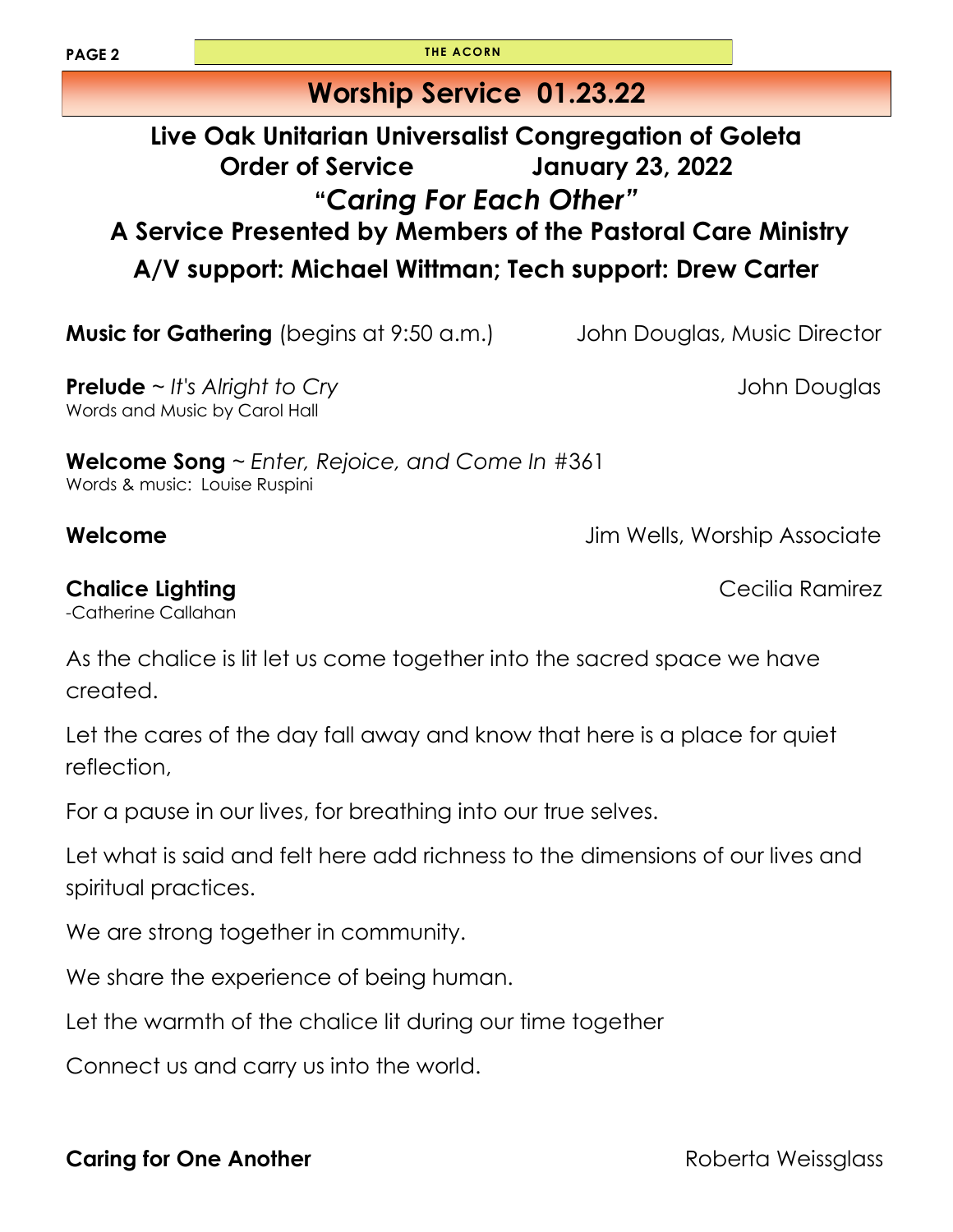# Worship Service 01.23.22

## Live Oak Unitarian Universalist Congregation of Goleta

## Order of Service January 23, 2022

## "*Caring For Each Other*"

### A Service Presented by Members of the Pastoral Care Ministry

### A/V support: Michael Wittman; Tech support: Drew Carter

**Music for Gathering** (begins at 9:50 a.m.) John Douglas, Music Director

**Prelude** ~ *It's Alright to Cry* John Douglas
Words and Music by Carol Hall

**Welcome Song** ~ *Enter, Rejoice, and Come In* #361
Words & music: Louise Ruspini

**Welcome** Jim Wells, Worship Associate

**Chalice Lighting** Cecilia Ramirez
-Catherine Callahan

As the chalice is lit let us come together into the sacred space we have created.

Let the cares of the day fall away and know that here is a place for quiet reflection,

For a pause in our lives, for breathing into our true selves.

Let what is said and felt here add richness to the dimensions of our lives and spiritual practices.

We are strong together in community.

We share the experience of being human.

Let the warmth of the chalice lit during our time together

Connect us and carry us into the world.

**Caring for One Another** Roberta Weissglass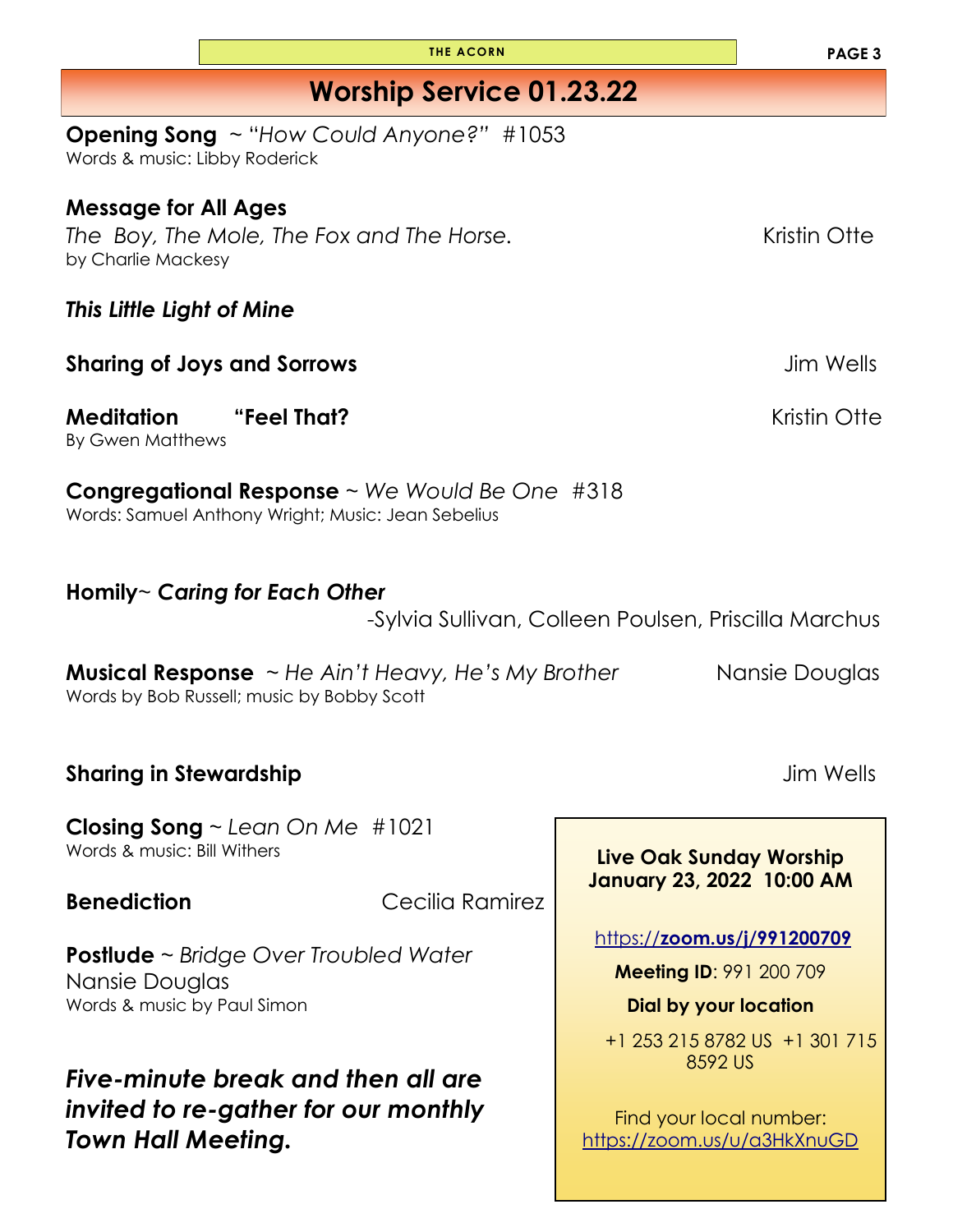# Worship Service 01.23.22

**Opening Song** ~ "*How Could Anyone?*" #1053
Words & music: Libby Roderick

**Message for All Ages**
*The Boy, The Mole, The Fox and The Horse.* Kristin Otte
by Charlie Mackesy

***This Little Light of Mine***

**Sharing of Joys and Sorrows** Jim Wells

**Meditation "Feel That?** Kristin Otte
By Gwen Matthews

**Congregational Response** ~ *We Would Be One* #318
Words: Samuel Anthony Wright; Music: Jean Sebelius

**Homily**~ ***Caring for Each Other***
-Sylvia Sullivan, Colleen Poulsen, Priscilla Marchus

**Musical Response** ~ *He Ain't Heavy, He's My Brother* Nansie Douglas
Words by Bob Russell; music by Bobby Scott

**Sharing in Stewardship** Jim Wells

**Closing Song** ~ *Lean On Me* #1021
Words & music: Bill Withers

**Benediction** Cecilia Ramirez

**Postlude** ~ *Bridge Over Troubled Water*
Nansie Douglas
Words & music by Paul Simon

***Five-minute break and then all are invited to re-gather for our monthly Town Hall Meeting.***

**Live Oak Sunday Worship**
**January 23, 2022 10:00 AM**

https://**zoom.us/j/991200709**

**Meeting ID**: 991 200 709

**Dial by your location**

+1 253 215 8782 US +1 301 715 8592 US

Find your local number:
https://zoom.us/u/a3HkXnuGD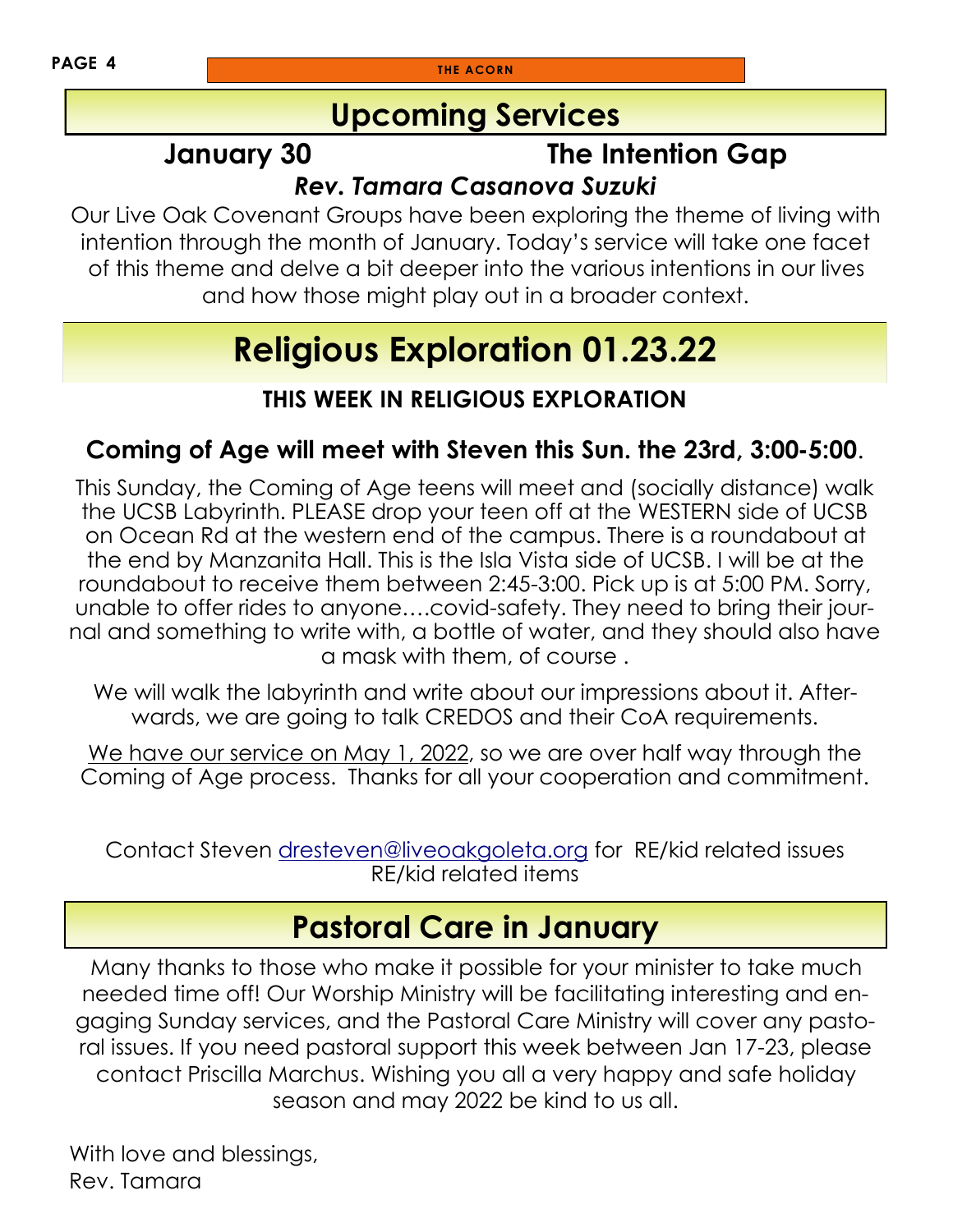## Upcoming Services

**January 30** **The Intention Gap**

***Rev. Tamara Casanova Suzuki***

Our Live Oak Covenant Groups have been exploring the theme of living with intention through the month of January. Today's service will take one facet of this theme and delve a bit deeper into the various intentions in our lives and how those might play out in a broader context.

## Religious Exploration 01.23.22

**THIS WEEK IN RELIGIOUS EXPLORATION**

**Coming of Age will meet with Steven this Sun. the 23rd, 3:00-5:00**.

This Sunday, the Coming of Age teens will meet and (socially distance) walk the UCSB Labyrinth. PLEASE drop your teen off at the WESTERN side of UCSB on Ocean Rd at the western end of the campus. There is a roundabout at the end by Manzanita Hall. This is the Isla Vista side of UCSB. I will be at the roundabout to receive them between 2:45-3:00. Pick up is at 5:00 PM. Sorry, unable to offer rides to anyone….covid-safety. They need to bring their journal and something to write with, a bottle of water, and they should also have a mask with them, of course .

We will walk the labyrinth and write about our impressions about it. Afterwards, we are going to talk CREDOS and their CoA requirements.

We have our service on May 1, 2022, so we are over half way through the Coming of Age process. Thanks for all your cooperation and commitment.

Contact Steven dresteven@liveoakgoleta.org for RE/kid related issues RE/kid related items

## Pastoral Care in January

Many thanks to those who make it possible for your minister to take much needed time off! Our Worship Ministry will be facilitating interesting and engaging Sunday services, and the Pastoral Care Ministry will cover any pastoral issues. If you need pastoral support this week between Jan 17-23, please contact Priscilla Marchus. Wishing you all a very happy and safe holiday season and may 2022 be kind to us all.

With love and blessings,
Rev. Tamara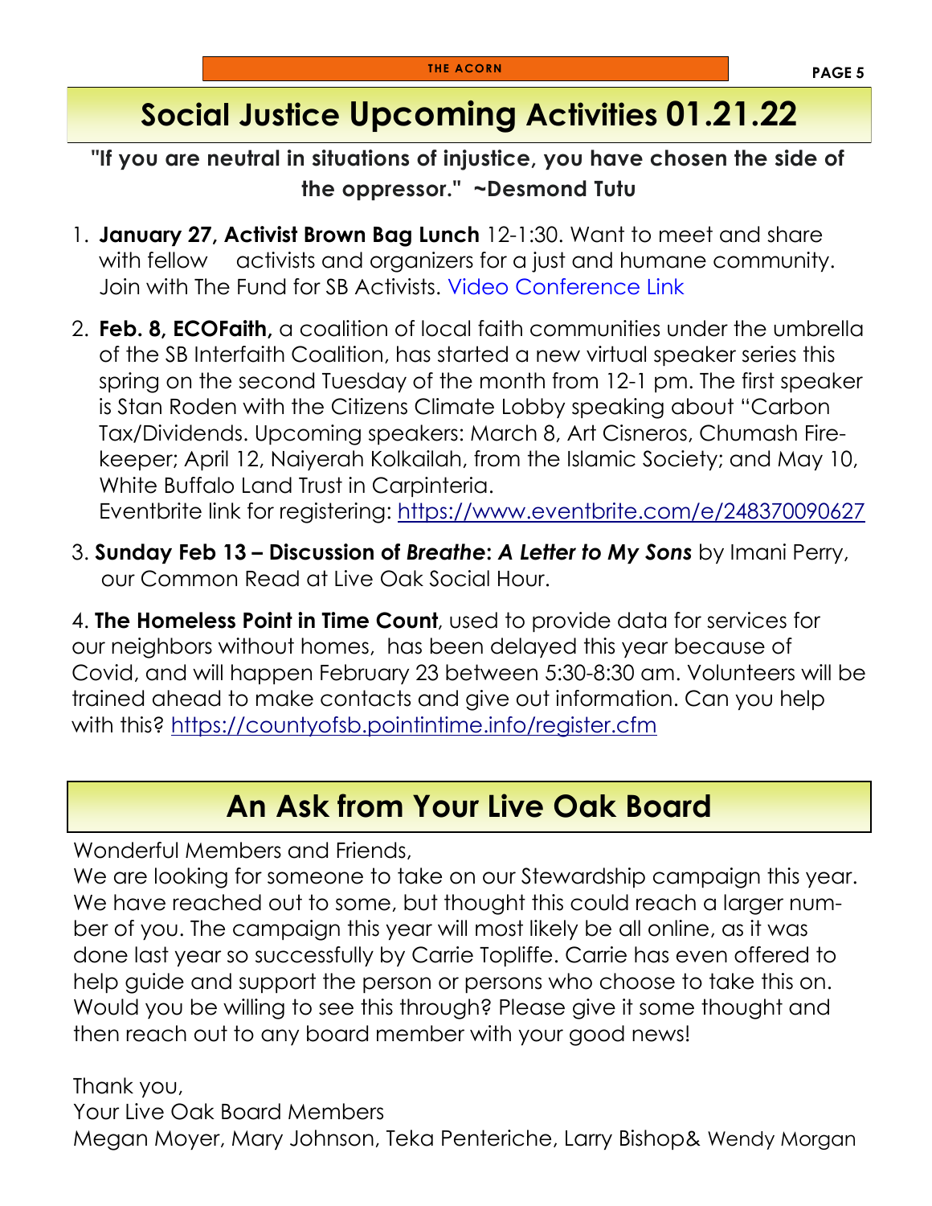## Social Justice Upcoming Activities 01.21.22

**"If you are neutral in situations of injustice, you have chosen the side of the oppressor." ~Desmond Tutu**

1. **January 27, Activist Brown Bag Lunch** 12-1:30. Want to meet and share with fellow activists and organizers for a just and humane community. Join with The Fund for SB Activists. Video Conference Link
2. **Feb. 8, ECOFaith,** a coalition of local faith communities under the umbrella of the SB Interfaith Coalition, has started a new virtual speaker series this spring on the second Tuesday of the month from 12-1 pm. The first speaker is Stan Roden with the Citizens Climate Lobby speaking about "Carbon Tax/Dividends. Upcoming speakers: March 8, Art Cisneros, Chumash Fire-keeper; April 12, Naiyerah Kolkailah, from the Islamic Society; and May 10, White Buffalo Land Trust in Carpinteria.
   Eventbrite link for registering: https://www.eventbrite.com/e/248370090627
3. **Sunday Feb 13 – Discussion of *Breathe*: *A Letter to My Sons*** by Imani Perry, our Common Read at Live Oak Social Hour.
4. **The Homeless Point in Time Count**, used to provide data for services for our neighbors without homes, has been delayed this year because of Covid, and will happen February 23 between 5:30-8:30 am. Volunteers will be trained ahead to make contacts and give out information. Can you help with this? https://countyofsb.pointintime.info/register.cfm

## An Ask from Your Live Oak Board

Wonderful Members and Friends,

We are looking for someone to take on our Stewardship campaign this year. We have reached out to some, but thought this could reach a larger number of you. The campaign this year will most likely be all online, as it was done last year so successfully by Carrie Topliffe. Carrie has even offered to help guide and support the person or persons who choose to take this on. Would you be willing to see this through? Please give it some thought and then reach out to any board member with your good news!

Thank you,
Your Live Oak Board Members
Megan Moyer, Mary Johnson, Teka Penteriche, Larry Bishop& Wendy Morgan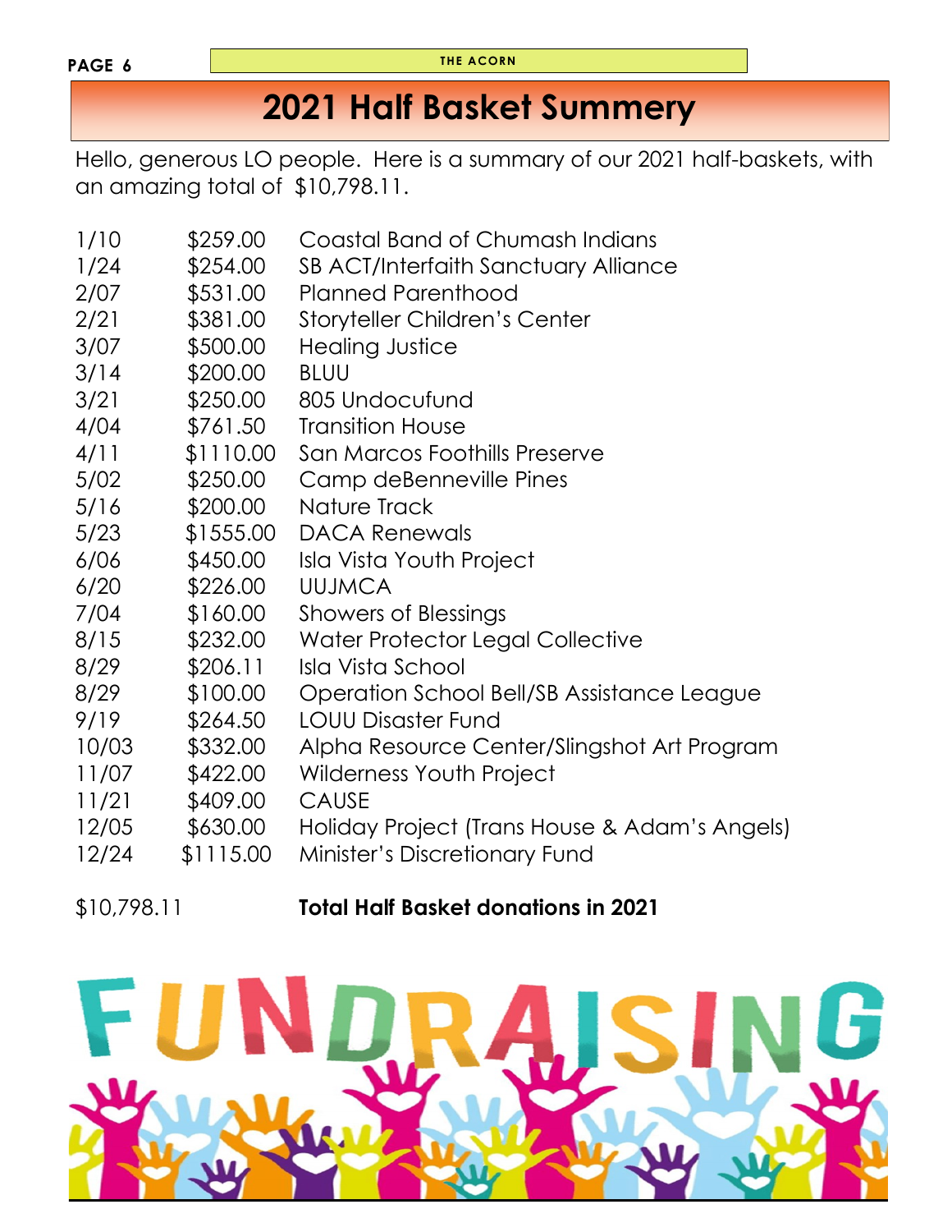# 2021 Half Basket Summery

Hello, generous LO people. Here is a summary of our 2021 half-baskets, with an amazing total of $10,798.11.

| | | |
|---|---|---|
| 1/10 | $259.00 | Coastal Band of Chumash Indians |
| 1/24 | $254.00 | SB ACT/Interfaith Sanctuary Alliance |
| 2/07 | $531.00 | Planned Parenthood |
| 2/21 | $381.00 | Storyteller Children's Center |
| 3/07 | $500.00 | Healing Justice |
| 3/14 | $200.00 | BLUU |
| 3/21 | $250.00 | 805 Undocufund |
| 4/04 | $761.50 | Transition House |
| 4/11 | $1110.00 | San Marcos Foothills Preserve |
| 5/02 | $250.00 | Camp deBenneville Pines |
| 5/16 | $200.00 | Nature Track |
| 5/23 | $1555.00 | DACA Renewals |
| 6/06 | $450.00 | Isla Vista Youth Project |
| 6/20 | $226.00 | UUJMCA |
| 7/04 | $160.00 | Showers of Blessings |
| 8/15 | $232.00 | Water Protector Legal Collective |
| 8/29 | $206.11 | Isla Vista School |
| 8/29 | $100.00 | Operation School Bell/SB Assistance League |
| 9/19 | $264.50 | LOUU Disaster Fund |
| 10/03 | $332.00 | Alpha Resource Center/Slingshot Art Program |
| 11/07 | $422.00 | Wilderness Youth Project |
| 11/21 | $409.00 | CAUSE |
| 12/05 | $630.00 | Holiday Project (Trans House & Adam's Angels) |
| 12/24 | $1115.00 | Minister's Discretionary Fund |

$10,798.11 **Total Half Basket donations in 2021**

FUNDRAISING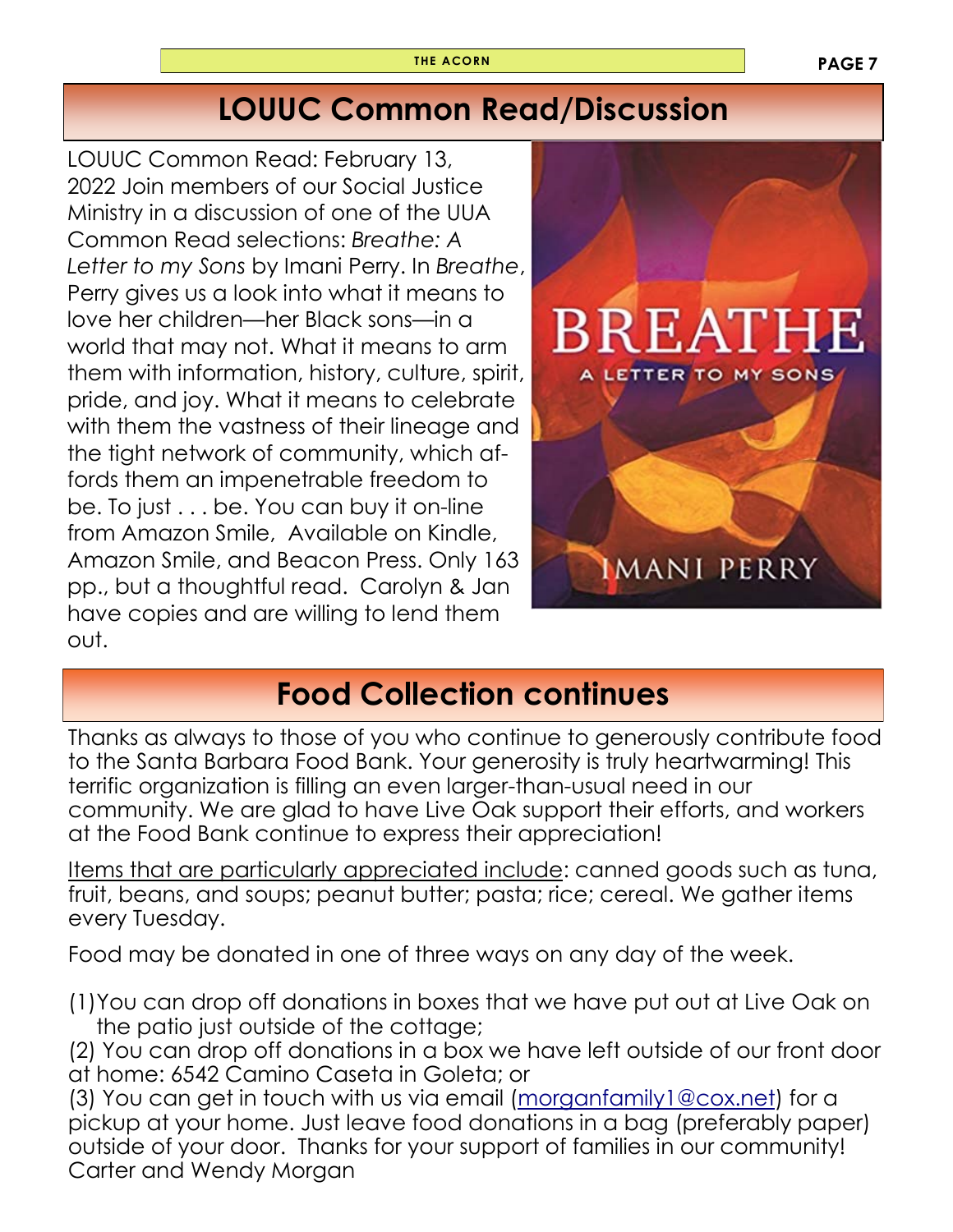## LOUUC Common Read/Discussion

LOUUC Common Read: February 13, 2022 Join members of our Social Justice Ministry in a discussion of one of the UUA Common Read selections: *Breathe: A Letter to my Sons* by Imani Perry. In *Breathe*, Perry gives us a look into what it means to love her children—her Black sons—in a world that may not. What it means to arm them with information, history, culture, spirit, pride, and joy. What it means to celebrate with them the vastness of their lineage and the tight network of community, which affords them an impenetrable freedom to be. To just . . . be. You can buy it on-line from Amazon Smile, Available on Kindle, Amazon Smile, and Beacon Press. Only 163 pp., but a thoughtful read. Carolyn & Jan have copies and are willing to lend them out.

## Food Collection continues

Thanks as always to those of you who continue to generously contribute food to the Santa Barbara Food Bank. Your generosity is truly heartwarming! This terrific organization is filling an even larger-than-usual need in our community. We are glad to have Live Oak support their efforts, and workers at the Food Bank continue to express their appreciation!

<u>Items that are particularly appreciated include</u>: canned goods such as tuna, fruit, beans, and soups; peanut butter; pasta; rice; cereal. We gather items every Tuesday.

Food may be donated in one of three ways on any day of the week.

(1) You can drop off donations in boxes that we have put out at Live Oak on the patio just outside of the cottage;
(2) You can drop off donations in a box we have left outside of our front door at home: 6542 Camino Caseta in Goleta; or
(3) You can get in touch with us via email (morganfamily1@cox.net) for a pickup at your home. Just leave food donations in a bag (preferably paper) outside of your door. Thanks for your support of families in our community!
Carter and Wendy Morgan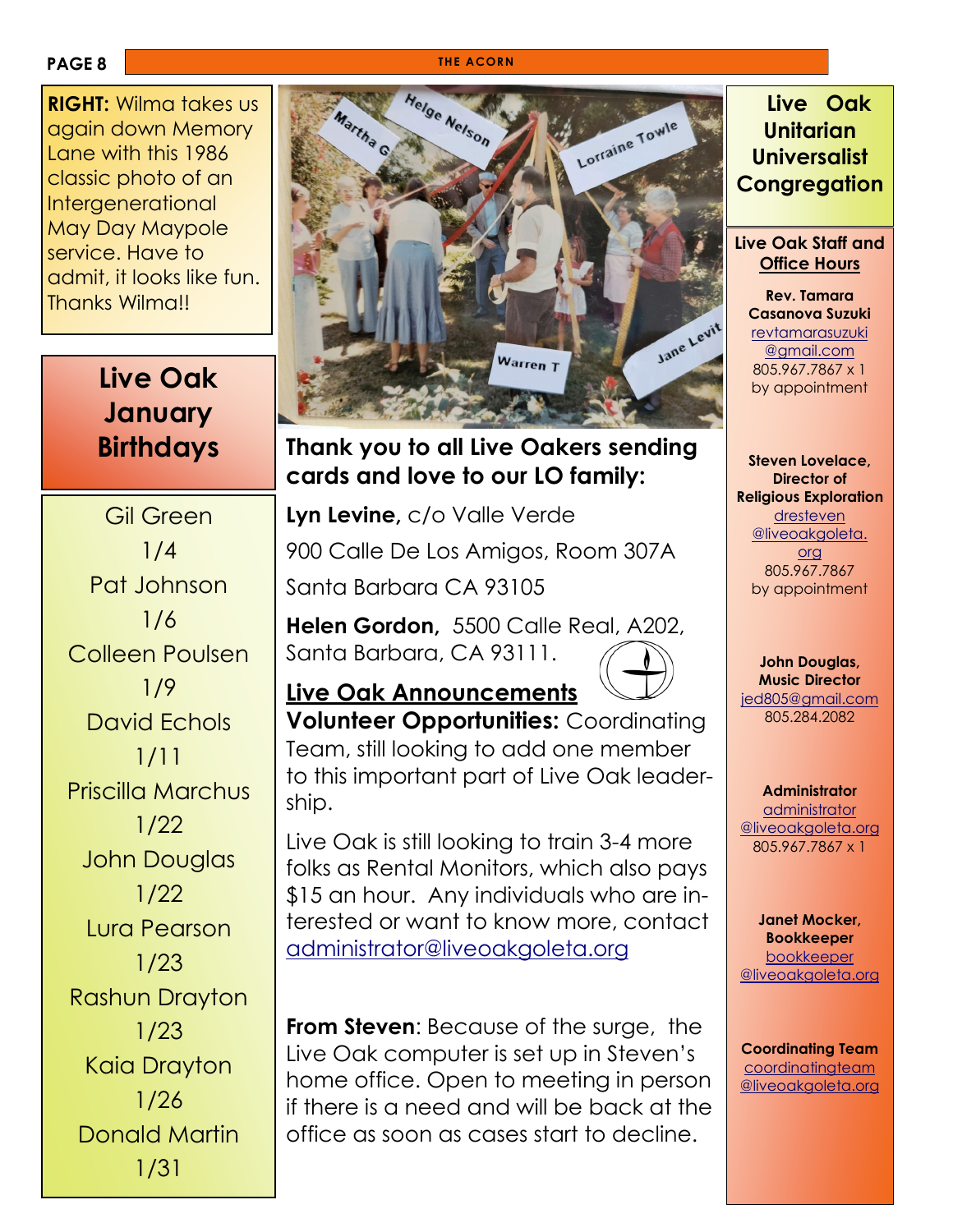**RIGHT:** Wilma takes us again down Memory Lane with this 1986 classic photo of an Intergenerational May Day Maypole service. Have to admit, it looks fun. Thanks Wilma!!

## Live Oak January Birthdays

Gil Green 1/4

Pat Johnson 1/6

Colleen Poulsen 1/9

David Echols 1/11

Priscilla Marchus 1/22

John Douglas 1/22

Lura Pearson 1/23

Rashun Drayton 1/23

Kaia Drayton 1/26

Donald Martin 1/31

## Thank you to all Live Oakers sending cards and love to our LO family:

**Lyn Levine,** c/o Valle Verde
900 Calle De Los Amigos, Room 307A
Santa Barbara CA 93105

**Helen Gordon,** 5500 Calle Real, A202, Santa Barbara, CA 93111.

## Live Oak Announcements

**Volunteer Opportunities:** Coordinating Team, still looking to add one member to this important part of Live Oak leadership.

Live Oak is still looking to train 3-4 more folks as Rental Monitors, which also pays $15 an hour. Any individuals who are interested or want to know more, contact administrator@liveoakgoleta.org

**From Steven**: Because of the surge, the Live Oak computer is set up in Steven's home office. Open to meeting in person if there is a need and will be back at the office as soon as cases start to decline.

## Live Oak Unitarian Universalist Congregation

### Live Oak Staff and Office Hours

**Rev. Tamara Casanova Suzuki**
revtamarasuzuki@gmail.com
805.967.7867 x 1
by appointment

**Steven Lovelace, Director of Religious Exploration**
dresteven@liveoakgoleta.org
805.967.7867
by appointment

**John Douglas, Music Director**
jed805@gmail.com
805.284.2082

**Administrator**
administrator@liveoakgoleta.org
805.967.7867 x 1

**Janet Mocker, Bookkeeper**
bookkeeper@liveoakgoleta.org

**Coordinating Team**
coordinatingteam@liveoakgoleta.org